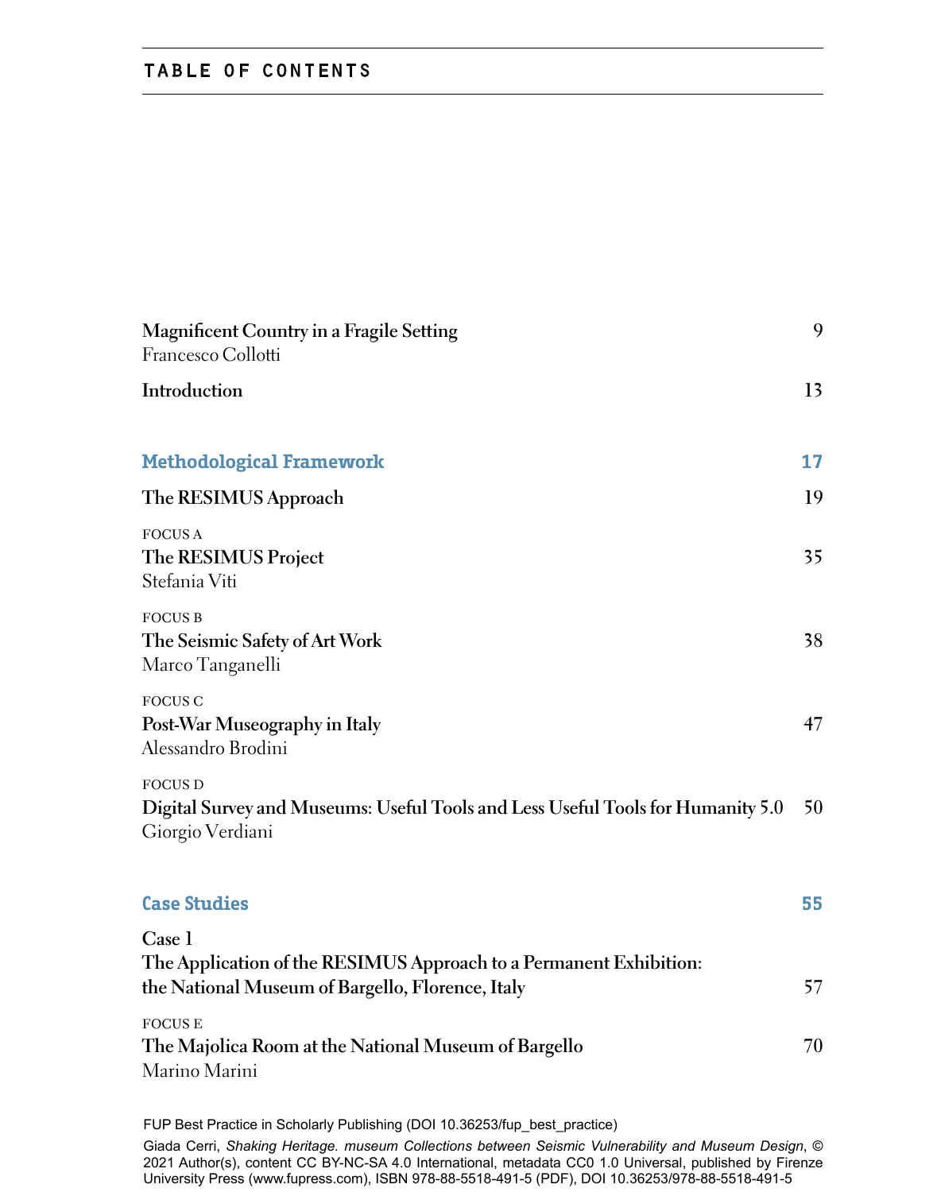# TABLE OF CONTENTS

**Magnificent Country in a Fragile Setting** 9
Francesco Collotti

**Introduction** 13

## Methodological Framework 17

**The RESIMUS Approach** 19

FOCUS A
**The RESIMUS Project** 35
Stefania Viti

FOCUS B
**The Seismic Safety of Art Work** 38
Marco Tanganelli

FOCUS C
**Post-War Museography in Italy** 47
Alessandro Brodini

FOCUS D
**Digital Survey and Museums: Useful Tools and Less Useful Tools for Humanity 5.0** 50
Giorgio Verdiani

## Case Studies 55

**Case 1**
**The Application of the RESIMUS Approach to a Permanent Exhibition: the National Museum of Bargello, Florence, Italy** 57

FOCUS E
**The Majolica Room at the National Museum of Bargello** 70
Marino Marini

FUP Best Practice in Scholarly Publishing (DOI 10.36253/fup_best_practice)

Giada Cerri, *Shaking Heritage. museum Collections between Seismic Vulnerability and Museum Design*, © 2021 Author(s), content CC BY-NC-SA 4.0 International, metadata CC0 1.0 Universal, published by Firenze University Press (www.fupress.com), ISBN 978-88-5518-491-5 (PDF), DOI 10.36253/978-88-5518-491-5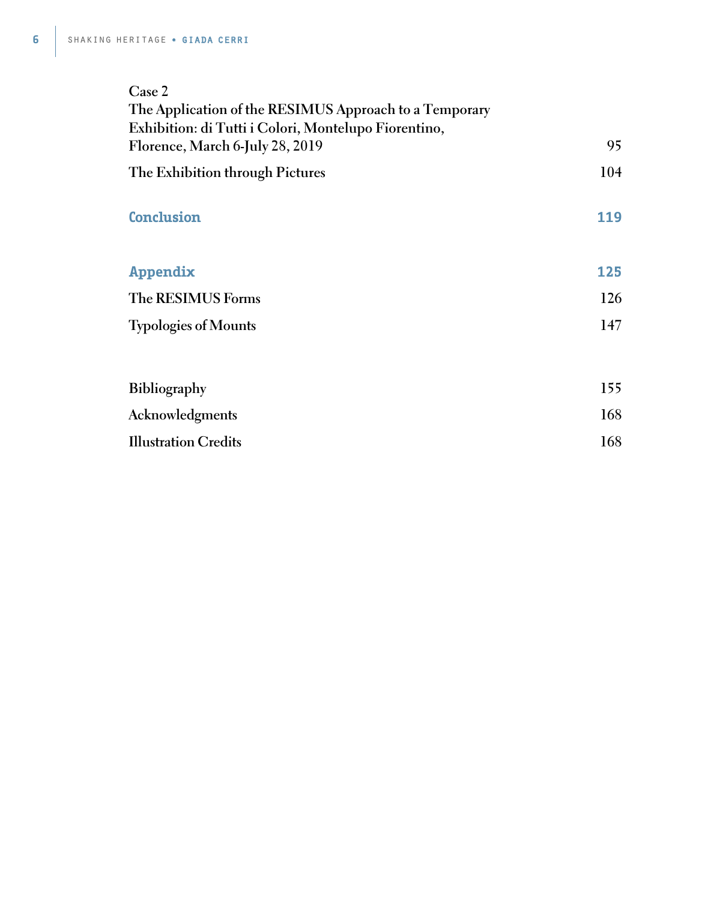Case 2
The Application of the RESIMUS Approach to a Temporary Exhibition: di Tutti i Colori, Montelupo Fiorentino, Florence, March 6-July 28, 2019 — 95

The Exhibition through Pictures — 104

## Conclusion — 119

## Appendix — 125

The RESIMUS Forms — 126

Typologies of Mounts — 147

Bibliography — 155

Acknowledgments — 168

Illustration Credits — 168